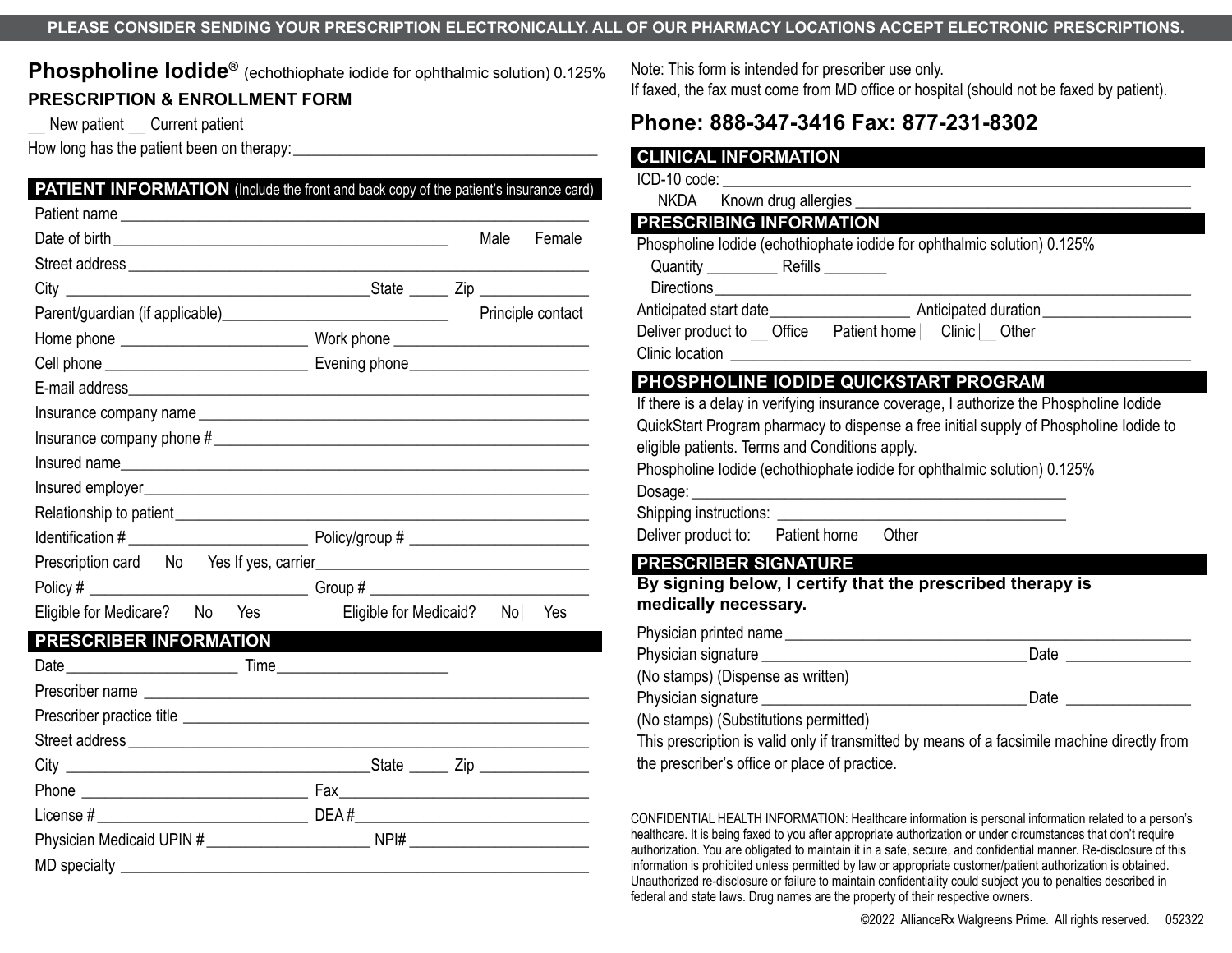PLEASE CONSIDER SENDING YOUR PRESCRIPTION ELECTRONICALLY. ALL OF OUR PHARMACY LOCATIONS ACCEPT ELECTRONIC PRESCRIPTIONS.

# Phospholine Iodide® (echothiophate iodide for ophthalmic solution) 0.125%

## PRESCRIPTION & ENROLLMENT FORM

__ New patient __ Current patient

How long has the patient been on therapy: ______________________________

## PATIENT INFORMATION (Include the front and back copy of the patient's insurance card)

Patient name ______________________________

Date of birth ______________________________ Male Female

Street address ______________________________

City ______________________________ State _____ Zip _____________

Parent/guardian (if applicable) ______________________________ Principle contact

Home phone ______________________ Work phone ______________________

Cell phone ______________________ Evening phone ______________________

E-mail address ______________________________

Insurance company name ______________________________

Insurance company phone # ______________________________

Insured name ______________________________

Insured employer ______________________________

Relationship to patient ______________________________

Identification # ______________________ Policy/group # ______________________

Prescription card No Yes If yes, carrier ______________________________

Policy # ______________________ Group # ______________________

Eligible for Medicare? No Yes Eligible for Medicaid? No Yes

## PRESCRIBER INFORMATION

Date ______________________ Time ______________________

Prescriber name ______________________________

Prescriber practice title ______________________________

Street address ______________________________

City ______________________________ State _____ Zip _____________

Phone ______________________ Fax ______________________

License # ______________________ DEA # ______________________

Physician Medicaid UPIN # ______________________ NPI# ______________________

MD specialty ______________________________

Note: This form is intended for prescriber use only.
If faxed, the fax must come from MD office or hospital (should not be faxed by patient).

**Phone: 888-347-3416 Fax: 877-231-8302**

## CLINICAL INFORMATION

ICD-10 code: ______________________________

NKDA Known drug allergies ______________________________

## PRESCRIBING INFORMATION

Phospholine Iodide (echothiophate iodide for ophthalmic solution) 0.125%

Quantity _________ Refills ________

Directions ______________________________

Anticipated start date _________________ Anticipated duration _________________

Deliver product to __ Office Patient home Clinic __ Other

Clinic location ______________________________

## PHOSPHOLINE IODIDE QUICKSTART PROGRAM

If there is a delay in verifying insurance coverage, I authorize the Phospholine Iodide QuickStart Program pharmacy to dispense a free initial supply of Phospholine Iodide to eligible patients. Terms and Conditions apply.

Phospholine Iodide (echothiophate iodide for ophthalmic solution) 0.125%

Dosage: ______________________________

Shipping instructions: ______________________________

Deliver product to: Patient home Other

## PRESCRIBER SIGNATURE

**By signing below, I certify that the prescribed therapy is medically necessary.**

Physician printed name ______________________________

Physician signature ______________________________ Date _____________

(No stamps) (Dispense as written)

Physician signature ______________________________ Date _____________

(No stamps) (Substitutions permitted)

This prescription is valid only if transmitted by means of a facsimile machine directly from the prescriber's office or place of practice.

CONFIDENTIAL HEALTH INFORMATION: Healthcare information is personal information related to a person's healthcare. It is being faxed to you after appropriate authorization or under circumstances that don't require authorization. You are obligated to maintain it in a safe, secure, and confidential manner. Re-disclosure of this information is prohibited unless permitted by law or appropriate customer/patient authorization is obtained. Unauthorized re-disclosure or failure to maintain confidentiality could subject you to penalties described in federal and state laws. Drug names are the property of their respective owners.

©2022 AllianceRx Walgreens Prime. All rights reserved. 052322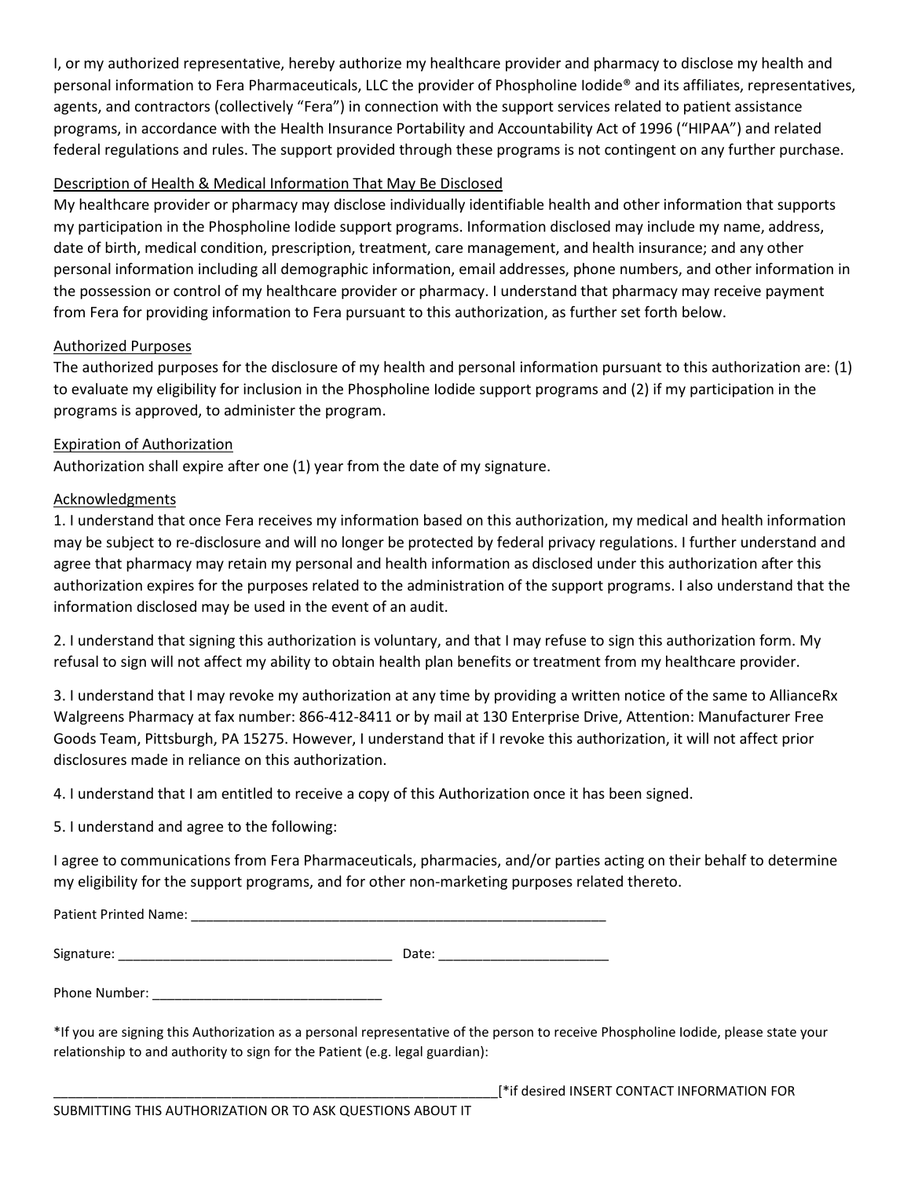I, or my authorized representative, hereby authorize my healthcare provider and pharmacy to disclose my health and personal information to Fera Pharmaceuticals, LLC the provider of Phospholine Iodide® and its affiliates, representatives, agents, and contractors (collectively "Fera") in connection with the support services related to patient assistance programs, in accordance with the Health Insurance Portability and Accountability Act of 1996 ("HIPAA") and related federal regulations and rules. The support provided through these programs is not contingent on any further purchase.

<u>Description of Health & Medical Information That May Be Disclosed</u>

My healthcare provider or pharmacy may disclose individually identifiable health and other information that supports my participation in the Phospholine Iodide support programs. Information disclosed may include my name, address, date of birth, medical condition, prescription, treatment, care management, and health insurance; and any other personal information including all demographic information, email addresses, phone numbers, and other information in the possession or control of my healthcare provider or pharmacy. I understand that pharmacy may receive payment from Fera for providing information to Fera pursuant to this authorization, as further set forth below.

<u>Authorized Purposes</u>

The authorized purposes for the disclosure of my health and personal information pursuant to this authorization are: (1) to evaluate my eligibility for inclusion in the Phospholine Iodide support programs and (2) if my participation in the programs is approved, to administer the program.

<u>Expiration of Authorization</u>

Authorization shall expire after one (1) year from the date of my signature.

<u>Acknowledgments</u>

1. I understand that once Fera receives my information based on this authorization, my medical and health information may be subject to re-disclosure and will no longer be protected by federal privacy regulations. I further understand and agree that pharmacy may retain my personal and health information as disclosed under this authorization after this authorization expires for the purposes related to the administration of the support programs. I also understand that the information disclosed may be used in the event of an audit.

2. I understand that signing this authorization is voluntary, and that I may refuse to sign this authorization form. My refusal to sign will not affect my ability to obtain health plan benefits or treatment from my healthcare provider.

3. I understand that I may revoke my authorization at any time by providing a written notice of the same to AllianceRx Walgreens Pharmacy at fax number: 866-412-8411 or by mail at 130 Enterprise Drive, Attention: Manufacturer Free Goods Team, Pittsburgh, PA 15275. However, I understand that if I revoke this authorization, it will not affect prior disclosures made in reliance on this authorization.

4. I understand that I am entitled to receive a copy of this Authorization once it has been signed.

5. I understand and agree to the following:

I agree to communications from Fera Pharmaceuticals, pharmacies, and/or parties acting on their behalf to determine my eligibility for the support programs, and for other non-marketing purposes related thereto.

Patient Printed Name: ________________________________________________________

Signature: ____________________________________ Date: _______________________

Phone Number: _______________________________

*If you are signing this Authorization as a personal representative of the person to receive Phospholine Iodide, please state your relationship to and authority to sign for the Patient (e.g. legal guardian):

______________________________________________________________[*if desired INSERT CONTACT INFORMATION FOR SUBMITTING THIS AUTHORIZATION OR TO ASK QUESTIONS ABOUT IT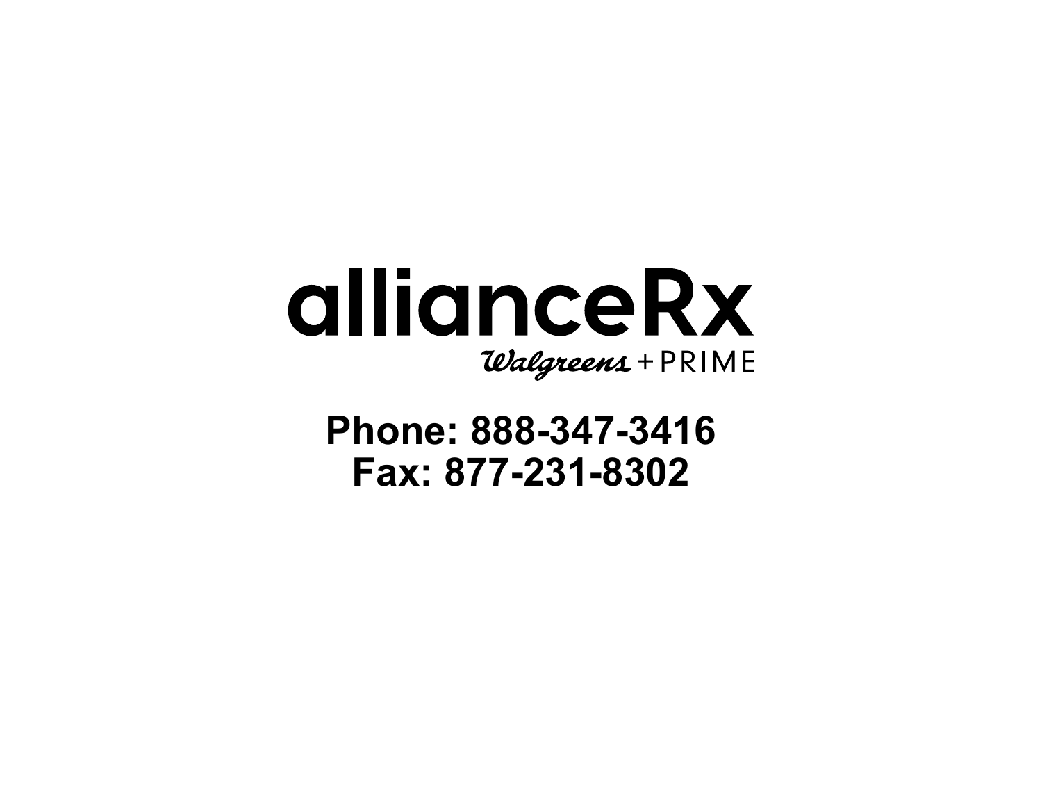allianceRx

Walgreens + PRIME

**Phone: 888-347-3416**
**Fax: 877-231-8302**